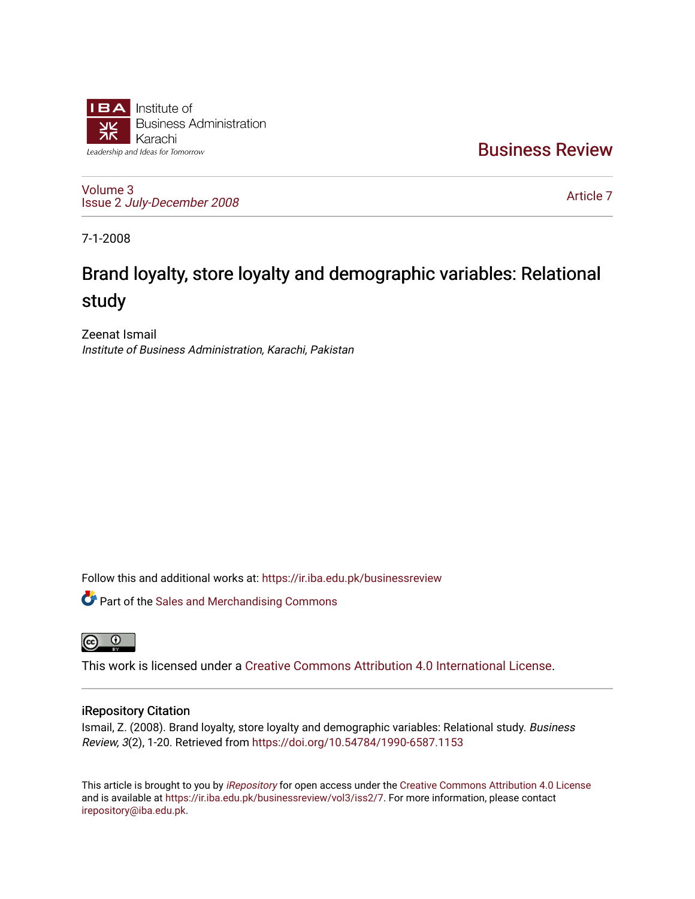Institute of Business Administration Karachi

Leadership and Ideas for Tomorrow

# Business Review

Volume 3
Issue 2 *July-December 2008*

Article 7

7-1-2008

# Brand loyalty, store loyalty and demographic variables: Relational study

Zeenat Ismail
*Institute of Business Administration, Karachi, Pakistan*

Follow this and additional works at: https://ir.iba.edu.pk/businessreview

Part of the Sales and Merchandising Commons

This work is licensed under a Creative Commons Attribution 4.0 International License.

## iRepository Citation

Ismail, Z. (2008). Brand loyalty, store loyalty and demographic variables: Relational study. *Business Review, 3*(2), 1-20. Retrieved from https://doi.org/10.54784/1990-6587.1153

This article is brought to you by *iRepository* for open access under the Creative Commons Attribution 4.0 License and is available at https://ir.iba.edu.pk/businessreview/vol3/iss2/7. For more information, please contact irepository@iba.edu.pk.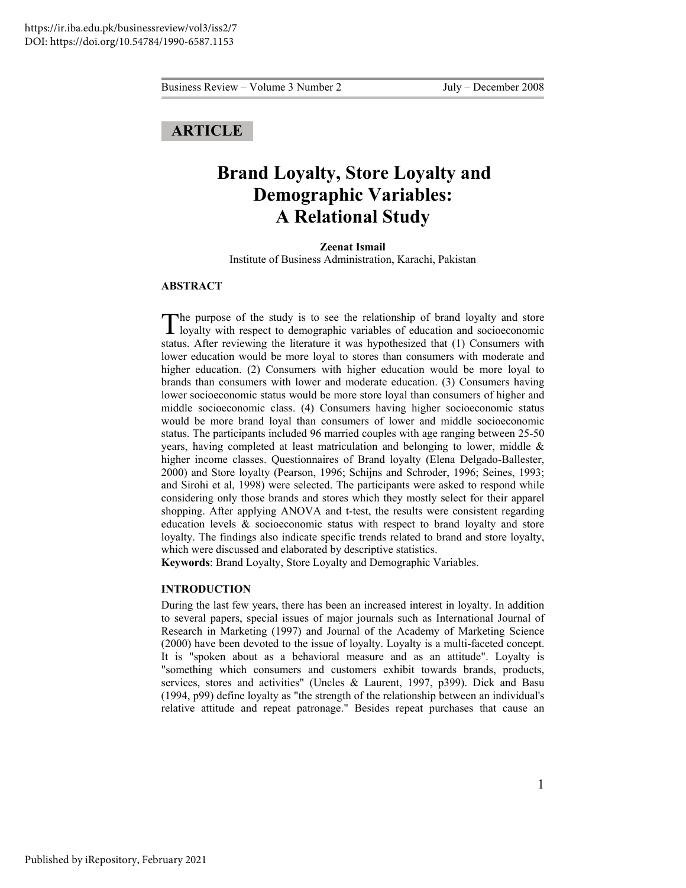https://ir.iba.edu.pk/businessreview/vol3/iss2/7
DOI: https://doi.org/10.54784/1990-6587.1153

**ARTICLE**

# Brand Loyalty, Store Loyalty and Demographic Variables: A Relational Study

**Zeenat Ismail**
Institute of Business Administration, Karachi, Pakistan

## ABSTRACT

The purpose of the study is to see the relationship of brand loyalty and store loyalty with respect to demographic variables of education and socioeconomic status. After reviewing the literature it was hypothesized that (1) Consumers with lower education would be more loyal to stores than consumers with moderate and higher education. (2) Consumers with higher education would be more loyal to brands than consumers with lower and moderate education. (3) Consumers having lower socioeconomic status would be more store loyal than consumers of higher and middle socioeconomic class. (4) Consumers having higher socioeconomic status would be more brand loyal than consumers of lower and middle socioeconomic status. The participants included 96 married couples with age ranging between 25-50 years, having completed at least matriculation and belonging to lower, middle & higher income classes. Questionnaires of Brand loyalty (Elena Delgado-Ballester, 2000) and Store loyalty (Pearson, 1996; Schijns and Schroder, 1996; Seines, 1993; and Sirohi et al, 1998) were selected. The participants were asked to respond while considering only those brands and stores which they mostly select for their apparel shopping. After applying ANOVA and t-test, the results were consistent regarding education levels & socioeconomic status with respect to brand loyalty and store loyalty. The findings also indicate specific trends related to brand and store loyalty, which were discussed and elaborated by descriptive statistics.

**Keywords**: Brand Loyalty, Store Loyalty and Demographic Variables.

## INTRODUCTION

During the last few years, there has been an increased interest in loyalty. In addition to several papers, special issues of major journals such as International Journal of Research in Marketing (1997) and Journal of the Academy of Marketing Science (2000) have been devoted to the issue of loyalty. Loyalty is a multi-faceted concept. It is "spoken about as a behavioral measure and as an attitude". Loyalty is "something which consumers and customers exhibit towards brands, products, services, stores and activities" (Uncles & Laurent, 1997, p399). Dick and Basu (1994, p99) define loyalty as "the strength of the relationship between an individual's relative attitude and repeat patronage." Besides repeat purchases that cause an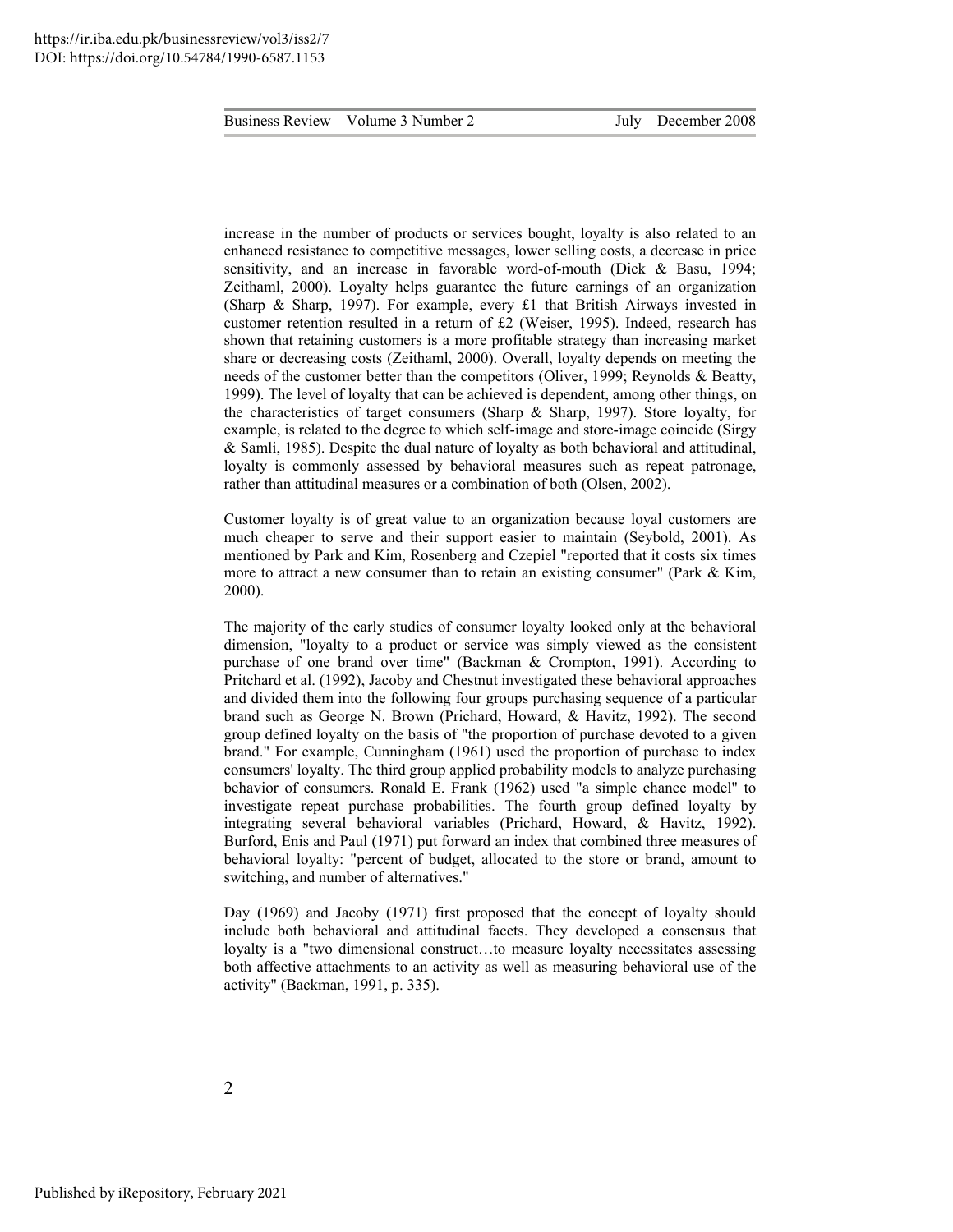increase in the number of products or services bought, loyalty is also related to an enhanced resistance to competitive messages, lower selling costs, a decrease in price sensitivity, and an increase in favorable word-of-mouth (Dick & Basu, 1994; Zeithaml, 2000). Loyalty helps guarantee the future earnings of an organization (Sharp & Sharp, 1997). For example, every £1 that British Airways invested in customer retention resulted in a return of £2 (Weiser, 1995). Indeed, research has shown that retaining customers is a more profitable strategy than increasing market share or decreasing costs (Zeithaml, 2000). Overall, loyalty depends on meeting the needs of the customer better than the competitors (Oliver, 1999; Reynolds & Beatty, 1999). The level of loyalty that can be achieved is dependent, among other things, on the characteristics of target consumers (Sharp & Sharp, 1997). Store loyalty, for example, is related to the degree to which self-image and store-image coincide (Sirgy & Samli, 1985). Despite the dual nature of loyalty as both behavioral and attitudinal, loyalty is commonly assessed by behavioral measures such as repeat patronage, rather than attitudinal measures or a combination of both (Olsen, 2002).

Customer loyalty is of great value to an organization because loyal customers are much cheaper to serve and their support easier to maintain (Seybold, 2001). As mentioned by Park and Kim, Rosenberg and Czepiel "reported that it costs six times more to attract a new consumer than to retain an existing consumer" (Park & Kim, 2000).

The majority of the early studies of consumer loyalty looked only at the behavioral dimension, "loyalty to a product or service was simply viewed as the consistent purchase of one brand over time" (Backman & Crompton, 1991). According to Pritchard et al. (1992), Jacoby and Chestnut investigated these behavioral approaches and divided them into the following four groups purchasing sequence of a particular brand such as George N. Brown (Prichard, Howard, & Havitz, 1992). The second group defined loyalty on the basis of "the proportion of purchase devoted to a given brand." For example, Cunningham (1961) used the proportion of purchase to index consumers' loyalty. The third group applied probability models to analyze purchasing behavior of consumers. Ronald E. Frank (1962) used "a simple chance model" to investigate repeat purchase probabilities. The fourth group defined loyalty by integrating several behavioral variables (Prichard, Howard, & Havitz, 1992). Burford, Enis and Paul (1971) put forward an index that combined three measures of behavioral loyalty: "percent of budget, allocated to the store or brand, amount to switching, and number of alternatives."

Day (1969) and Jacoby (1971) first proposed that the concept of loyalty should include both behavioral and attitudinal facets. They developed a consensus that loyalty is a "two dimensional construct…to measure loyalty necessitates assessing both affective attachments to an activity as well as measuring behavioral use of the activity" (Backman, 1991, p. 335).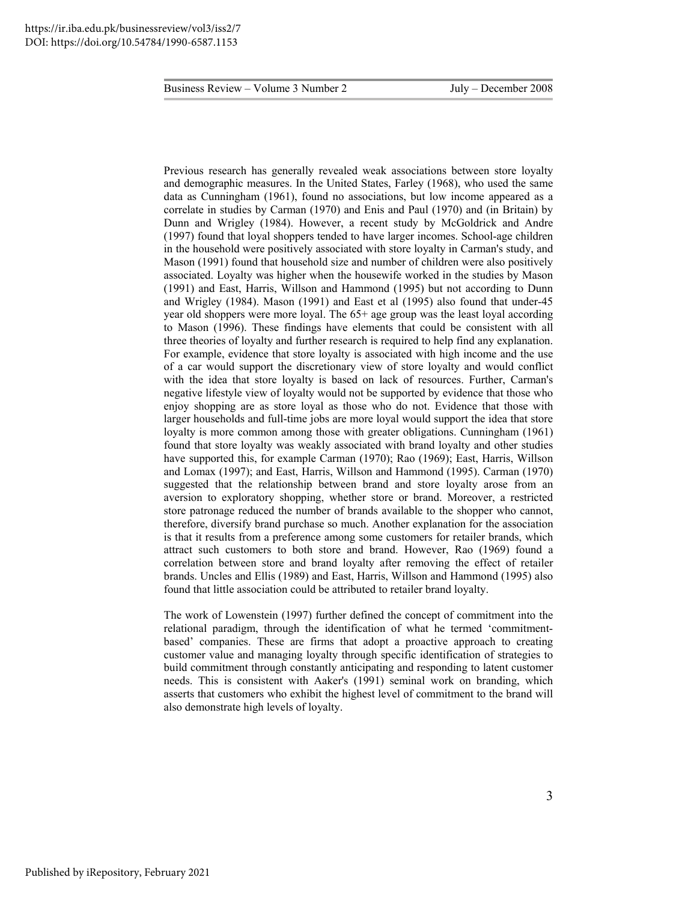Previous research has generally revealed weak associations between store loyalty and demographic measures. In the United States, Farley (1968), who used the same data as Cunningham (1961), found no associations, but low income appeared as a correlate in studies by Carman (1970) and Enis and Paul (1970) and (in Britain) by Dunn and Wrigley (1984). However, a recent study by McGoldrick and Andre (1997) found that loyal shoppers tended to have larger incomes. School-age children in the household were positively associated with store loyalty in Carman's study, and Mason (1991) found that household size and number of children were also positively associated. Loyalty was higher when the housewife worked in the studies by Mason (1991) and East, Harris, Willson and Hammond (1995) but not according to Dunn and Wrigley (1984). Mason (1991) and East et al (1995) also found that under-45 year old shoppers were more loyal. The 65+ age group was the least loyal according to Mason (1996). These findings have elements that could be consistent with all three theories of loyalty and further research is required to help find any explanation. For example, evidence that store loyalty is associated with high income and the use of a car would support the discretionary view of store loyalty and would conflict with the idea that store loyalty is based on lack of resources. Further, Carman's negative lifestyle view of loyalty would not be supported by evidence that those who enjoy shopping are as store loyal as those who do not. Evidence that those with larger households and full-time jobs are more loyal would support the idea that store loyalty is more common among those with greater obligations. Cunningham (1961) found that store loyalty was weakly associated with brand loyalty and other studies have supported this, for example Carman (1970); Rao (1969); East, Harris, Willson and Lomax (1997); and East, Harris, Willson and Hammond (1995). Carman (1970) suggested that the relationship between brand and store loyalty arose from an aversion to exploratory shopping, whether store or brand. Moreover, a restricted store patronage reduced the number of brands available to the shopper who cannot, therefore, diversify brand purchase so much. Another explanation for the association is that it results from a preference among some customers for retailer brands, which attract such customers to both store and brand. However, Rao (1969) found a correlation between store and brand loyalty after removing the effect of retailer brands. Uncles and Ellis (1989) and East, Harris, Willson and Hammond (1995) also found that little association could be attributed to retailer brand loyalty.

The work of Lowenstein (1997) further defined the concept of commitment into the relational paradigm, through the identification of what he termed 'commitment-based' companies. These are firms that adopt a proactive approach to creating customer value and managing loyalty through specific identification of strategies to build commitment through constantly anticipating and responding to latent customer needs. This is consistent with Aaker's (1991) seminal work on branding, which asserts that customers who exhibit the highest level of commitment to the brand will also demonstrate high levels of loyalty.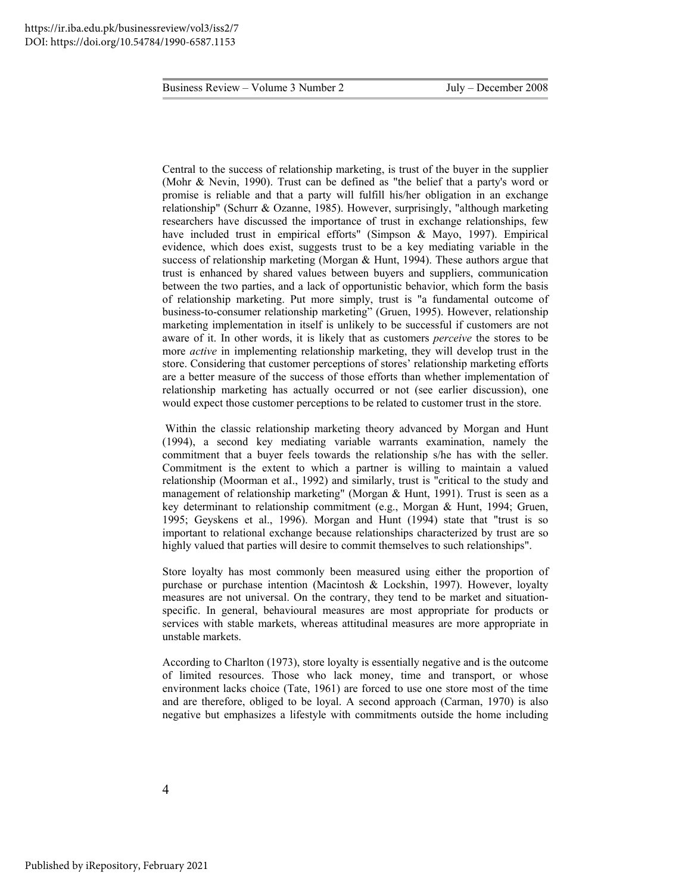Central to the success of relationship marketing, is trust of the buyer in the supplier (Mohr & Nevin, 1990). Trust can be defined as "the belief that a party's word or promise is reliable and that a party will fulfill his/her obligation in an exchange relationship" (Schurr & Ozanne, 1985). However, surprisingly, "although marketing researchers have discussed the importance of trust in exchange relationships, few have included trust in empirical efforts" (Simpson & Mayo, 1997). Empirical evidence, which does exist, suggests trust to be a key mediating variable in the success of relationship marketing (Morgan & Hunt, 1994). These authors argue that trust is enhanced by shared values between buyers and suppliers, communication between the two parties, and a lack of opportunistic behavior, which form the basis of relationship marketing. Put more simply, trust is "a fundamental outcome of business-to-consumer relationship marketing" (Gruen, 1995). However, relationship marketing implementation in itself is unlikely to be successful if customers are not aware of it. In other words, it is likely that as customers *perceive* the stores to be more *active* in implementing relationship marketing, they will develop trust in the store. Considering that customer perceptions of stores' relationship marketing efforts are a better measure of the success of those efforts than whether implementation of relationship marketing has actually occurred or not (see earlier discussion), one would expect those customer perceptions to be related to customer trust in the store.

Within the classic relationship marketing theory advanced by Morgan and Hunt (1994), a second key mediating variable warrants examination, namely the commitment that a buyer feels towards the relationship s/he has with the seller. Commitment is the extent to which a partner is willing to maintain a valued relationship (Moorman et aI., 1992) and similarly, trust is "critical to the study and management of relationship marketing" (Morgan & Hunt, 1991). Trust is seen as a key determinant to relationship commitment (e.g., Morgan & Hunt, 1994; Gruen, 1995; Geyskens et al., 1996). Morgan and Hunt (1994) state that "trust is so important to relational exchange because relationships characterized by trust are so highly valued that parties will desire to commit themselves to such relationships".

Store loyalty has most commonly been measured using either the proportion of purchase or purchase intention (Macintosh & Lockshin, 1997). However, loyalty measures are not universal. On the contrary, they tend to be market and situation-specific. In general, behavioural measures are most appropriate for products or services with stable markets, whereas attitudinal measures are more appropriate in unstable markets.

According to Charlton (1973), store loyalty is essentially negative and is the outcome of limited resources. Those who lack money, time and transport, or whose environment lacks choice (Tate, 1961) are forced to use one store most of the time and are therefore, obliged to be loyal. A second approach (Carman, 1970) is also negative but emphasizes a lifestyle with commitments outside the home including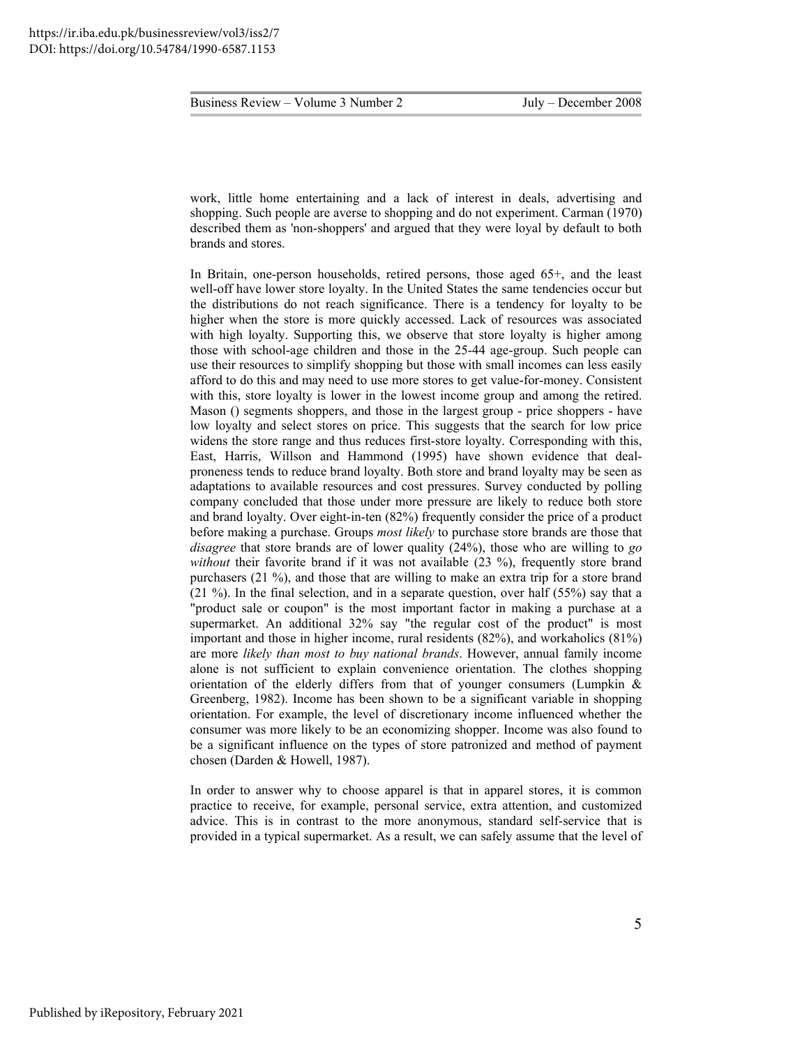work, little home entertaining and a lack of interest in deals, advertising and shopping. Such people are averse to shopping and do not experiment. Carman (1970) described them as 'non-shoppers' and argued that they were loyal by default to both brands and stores.

In Britain, one-person households, retired persons, those aged 65+, and the least well-off have lower store loyalty. In the United States the same tendencies occur but the distributions do not reach significance. There is a tendency for loyalty to be higher when the store is more quickly accessed. Lack of resources was associated with high loyalty. Supporting this, we observe that store loyalty is higher among those with school-age children and those in the 25-44 age-group. Such people can use their resources to simplify shopping but those with small incomes can less easily afford to do this and may need to use more stores to get value-for-money. Consistent with this, store loyalty is lower in the lowest income group and among the retired. Mason () segments shoppers, and those in the largest group - price shoppers - have low loyalty and select stores on price. This suggests that the search for low price widens the store range and thus reduces first-store loyalty. Corresponding with this, East, Harris, Willson and Hammond (1995) have shown evidence that deal-proneness tends to reduce brand loyalty. Both store and brand loyalty may be seen as adaptations to available resources and cost pressures. Survey conducted by polling company concluded that those under more pressure are likely to reduce both store and brand loyalty. Over eight-in-ten (82%) frequently consider the price of a product before making a purchase. Groups *most likely* to purchase store brands are those that *disagree* that store brands are of lower quality (24%), those who are willing to *go without* their favorite brand if it was not available (23 %), frequently store brand purchasers (21 %), and those that are willing to make an extra trip for a store brand (21 %). In the final selection, and in a separate question, over half (55%) say that a "product sale or coupon" is the most important factor in making a purchase at a supermarket. An additional 32% say "the regular cost of the product" is most important and those in higher income, rural residents (82%), and workaholics (81%) are more *likely than most to buy national brands*. However, annual family income alone is not sufficient to explain convenience orientation. The clothes shopping orientation of the elderly differs from that of younger consumers (Lumpkin & Greenberg, 1982). Income has been shown to be a significant variable in shopping orientation. For example, the level of discretionary income influenced whether the consumer was more likely to be an economizing shopper. Income was also found to be a significant influence on the types of store patronized and method of payment chosen (Darden & Howell, 1987).

In order to answer why to choose apparel is that in apparel stores, it is common practice to receive, for example, personal service, extra attention, and customized advice. This is in contrast to the more anonymous, standard self-service that is provided in a typical supermarket. As a result, we can safely assume that the level of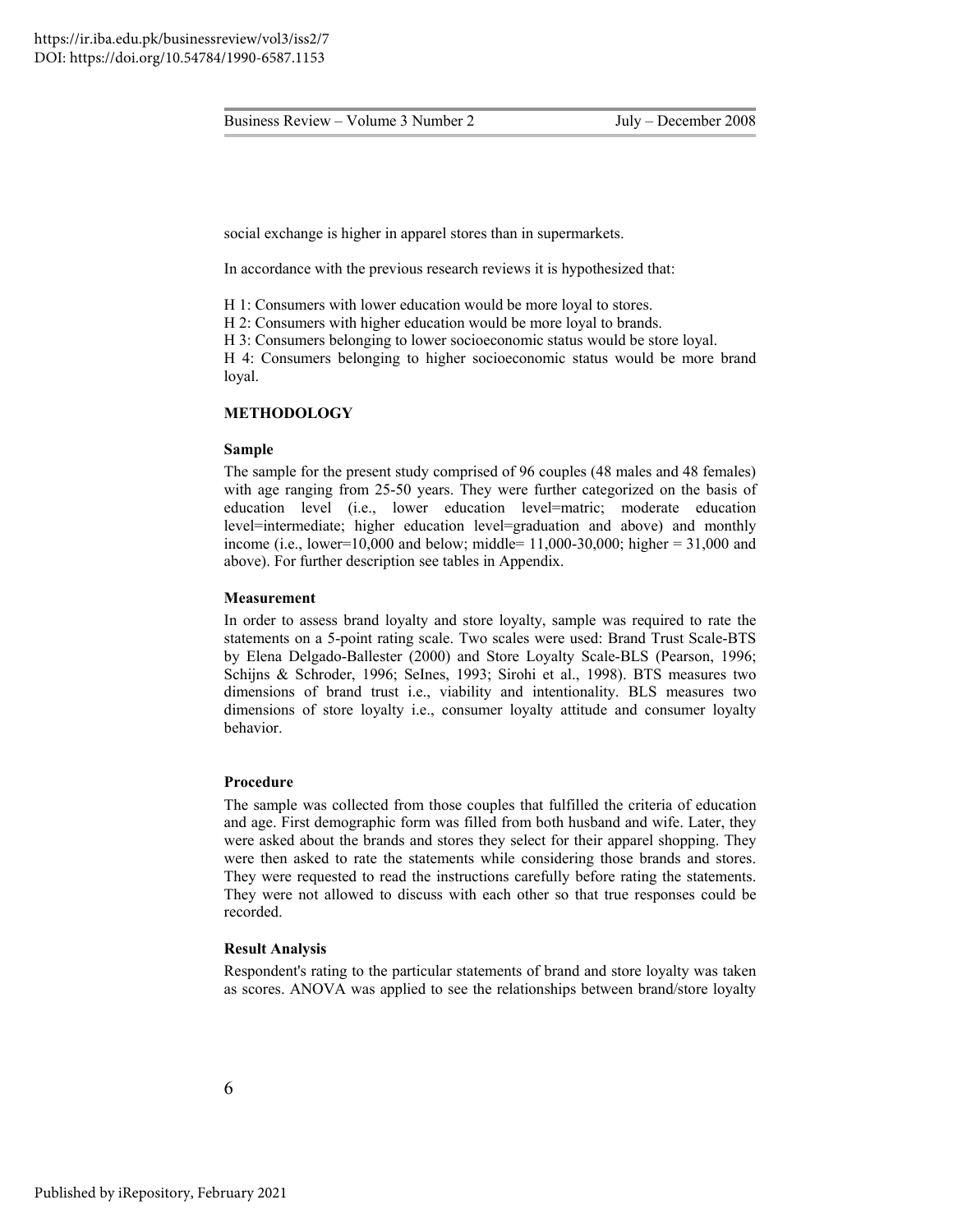social exchange is higher in apparel stores than in supermarkets.

In accordance with the previous research reviews it is hypothesized that:

H 1: Consumers with lower education would be more loyal to stores.
H 2: Consumers with higher education would be more loyal to brands.
H 3: Consumers belonging to lower socioeconomic status would be store loyal.
H 4: Consumers belonging to higher socioeconomic status would be more brand loyal.

## METHODOLOGY

### Sample

The sample for the present study comprised of 96 couples (48 males and 48 females) with age ranging from 25-50 years. They were further categorized on the basis of education level (i.e., lower education level=matric; moderate education level=intermediate; higher education level=graduation and above) and monthly income (i.e., lower=10,000 and below; middle= 11,000-30,000; higher = 31,000 and above). For further description see tables in Appendix.

### Measurement

In order to assess brand loyalty and store loyalty, sample was required to rate the statements on a 5-point rating scale. Two scales were used: Brand Trust Scale-BTS by Elena Delgado-Ballester (2000) and Store Loyalty Scale-BLS (Pearson, 1996; Schijns & Schroder, 1996; SeInes, 1993; Sirohi et al., 1998). BTS measures two dimensions of brand trust i.e., viability and intentionality. BLS measures two dimensions of store loyalty i.e., consumer loyalty attitude and consumer loyalty behavior.

### Procedure

The sample was collected from those couples that fulfilled the criteria of education and age. First demographic form was filled from both husband and wife. Later, they were asked about the brands and stores they select for their apparel shopping. They were then asked to rate the statements while considering those brands and stores. They were requested to read the instructions carefully before rating the statements. They were not allowed to discuss with each other so that true responses could be recorded.

### Result Analysis

Respondent's rating to the particular statements of brand and store loyalty was taken as scores. ANOVA was applied to see the relationships between brand/store loyalty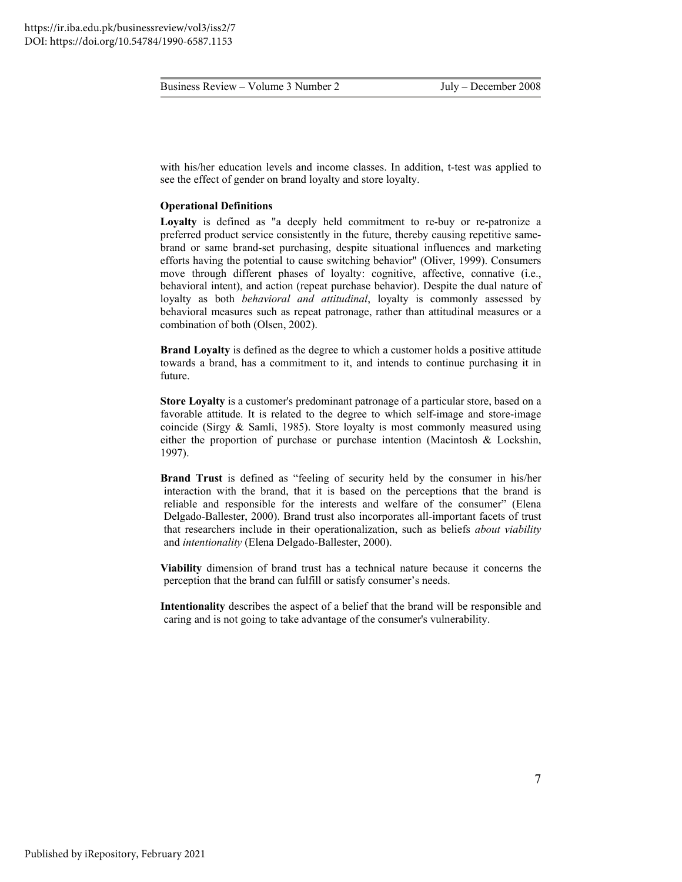with his/her education levels and income classes. In addition, t-test was applied to see the effect of gender on brand loyalty and store loyalty.

**Operational Definitions**

**Loyalty** is defined as "a deeply held commitment to re-buy or re-patronize a preferred product service consistently in the future, thereby causing repetitive same-brand or same brand-set purchasing, despite situational influences and marketing efforts having the potential to cause switching behavior" (Oliver, 1999). Consumers move through different phases of loyalty: cognitive, affective, connative (i.e., behavioral intent), and action (repeat purchase behavior). Despite the dual nature of loyalty as both *behavioral and attitudinal*, loyalty is commonly assessed by behavioral measures such as repeat patronage, rather than attitudinal measures or a combination of both (Olsen, 2002).

**Brand Loyalty** is defined as the degree to which a customer holds a positive attitude towards a brand, has a commitment to it, and intends to continue purchasing it in future.

**Store Loyalty** is a customer's predominant patronage of a particular store, based on a favorable attitude. It is related to the degree to which self-image and store-image coincide (Sirgy & Samli, 1985). Store loyalty is most commonly measured using either the proportion of purchase or purchase intention (Macintosh & Lockshin, 1997).

**Brand Trust** is defined as "feeling of security held by the consumer in his/her interaction with the brand, that it is based on the perceptions that the brand is reliable and responsible for the interests and welfare of the consumer" (Elena Delgado-Ballester, 2000). Brand trust also incorporates all-important facets of trust that researchers include in their operationalization, such as beliefs *about viability* and *intentionality* (Elena Delgado-Ballester, 2000).

**Viability** dimension of brand trust has a technical nature because it concerns the perception that the brand can fulfill or satisfy consumer's needs.

**Intentionality** describes the aspect of a belief that the brand will be responsible and caring and is not going to take advantage of the consumer's vulnerability.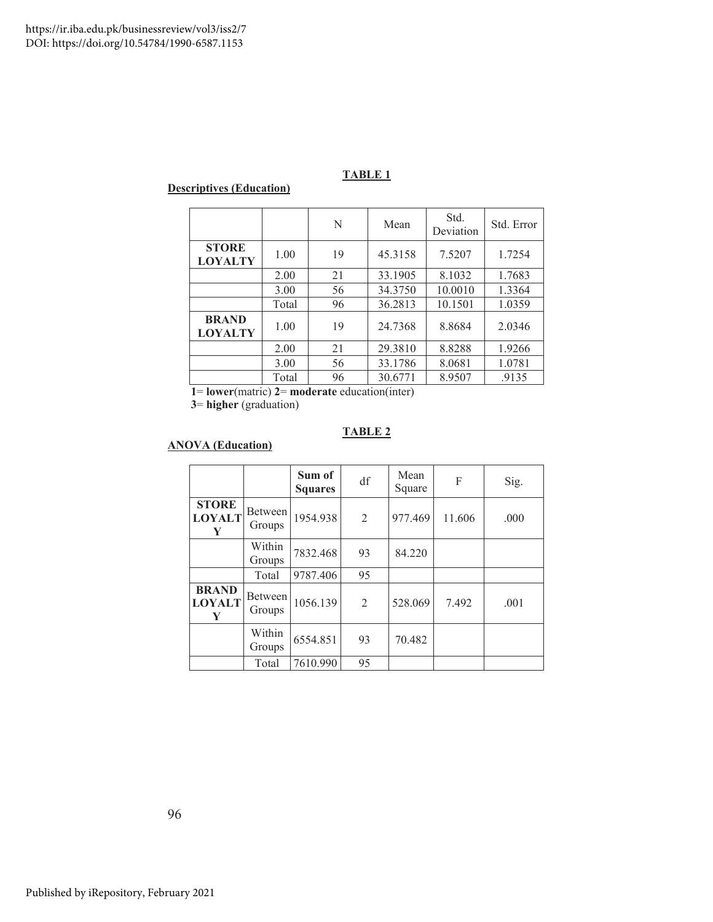**TABLE 1**

**Descriptives (Education)**

| | | N | Mean | Std. Deviation | Std. Error |
|---|---|---|---|---|---|
| **STORE LOYALTY** | 1.00 | 19 | 45.3158 | 7.5207 | 1.7254 |
| | 2.00 | 21 | 33.1905 | 8.1032 | 1.7683 |
| | 3.00 | 56 | 34.3750 | 10.0010 | 1.3364 |
| | Total | 96 | 36.2813 | 10.1501 | 1.0359 |
| **BRAND LOYALTY** | 1.00 | 19 | 24.7368 | 8.8684 | 2.0346 |
| | 2.00 | 21 | 29.3810 | 8.8288 | 1.9266 |
| | 3.00 | 56 | 33.1786 | 8.0681 | 1.0781 |
| | Total | 96 | 30.6771 | 8.9507 | .9135 |

**1**= **lower**(matric) **2**= **moderate** education(inter)
**3**= **higher** (graduation)

**TABLE 2**

**ANOVA (Education)**

| | | **Sum of Squares** | df | Mean Square | F | Sig. |
|---|---|---|---|---|---|---|
| **STORE LOYALTY** | Between Groups | 1954.938 | 2 | 977.469 | 11.606 | .000 |
| | Within Groups | 7832.468 | 93 | 84.220 | | |
| | Total | 9787.406 | 95 | | | |
| **BRAND LOYALTY** | Between Groups | 1056.139 | 2 | 528.069 | 7.492 | .001 |
| | Within Groups | 6554.851 | 93 | 70.482 | | |
| | Total | 7610.990 | 95 | | | |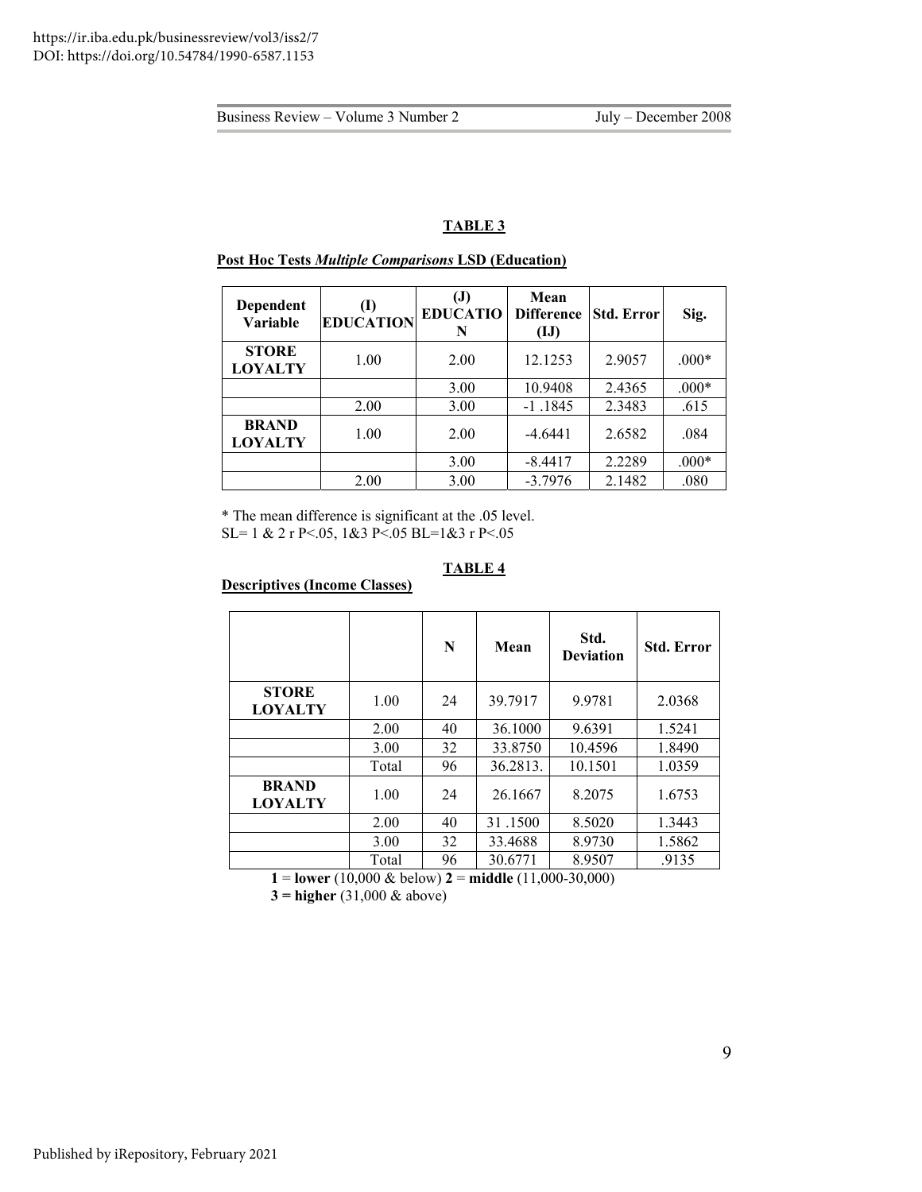**TABLE 3**

**Post Hoc Tests *Multiple Comparisons* LSD (Education)**

| Dependent Variable | (I) EDUCATION | (J) EDUCATION | Mean Difference (IJ) | Std. Error | Sig. |
|---|---|---|---|---|---|
| **STORE LOYALTY** | 1.00 | 2.00 | 12.1253 | 2.9057 | .000* |
| | | 3.00 | 10.9408 | 2.4365 | .000* |
| | 2.00 | 3.00 | -1 .1845 | 2.3483 | .615 |
| **BRAND LOYALTY** | 1.00 | 2.00 | -4.6441 | 2.6582 | .084 |
| | | 3.00 | -8.4417 | 2.2289 | .000* |
| | 2.00 | 3.00 | -3.7976 | 2.1482 | .080 |

* The mean difference is significant at the .05 level.
SL= 1 & 2 r P<.05, 1&3 P<.05 BL=1&3 r P<.05

**TABLE 4**

**Descriptives (Income Classes)**

| | | N | Mean | Std. Deviation | Std. Error |
|---|---|---|---|---|---|
| **STORE LOYALTY** | 1.00 | 24 | 39.7917 | 9.9781 | 2.0368 |
| | 2.00 | 40 | 36.1000 | 9.6391 | 1.5241 |
| | 3.00 | 32 | 33.8750 | 10.4596 | 1.8490 |
| | Total | 96 | 36.2813. | 10.1501 | 1.0359 |
| **BRAND LOYALTY** | 1.00 | 24 | 26.1667 | 8.2075 | 1.6753 |
| | 2.00 | 40 | 31 .1500 | 8.5020 | 1.3443 |
| | 3.00 | 32 | 33.4688 | 8.9730 | 1.5862 |
| | Total | 96 | 30.6771 | 8.9507 | .9135 |

**1** = **lower** (10,000 & below) **2** = **middle** (11,000-30,000)
**3 = higher** (31,000 & above)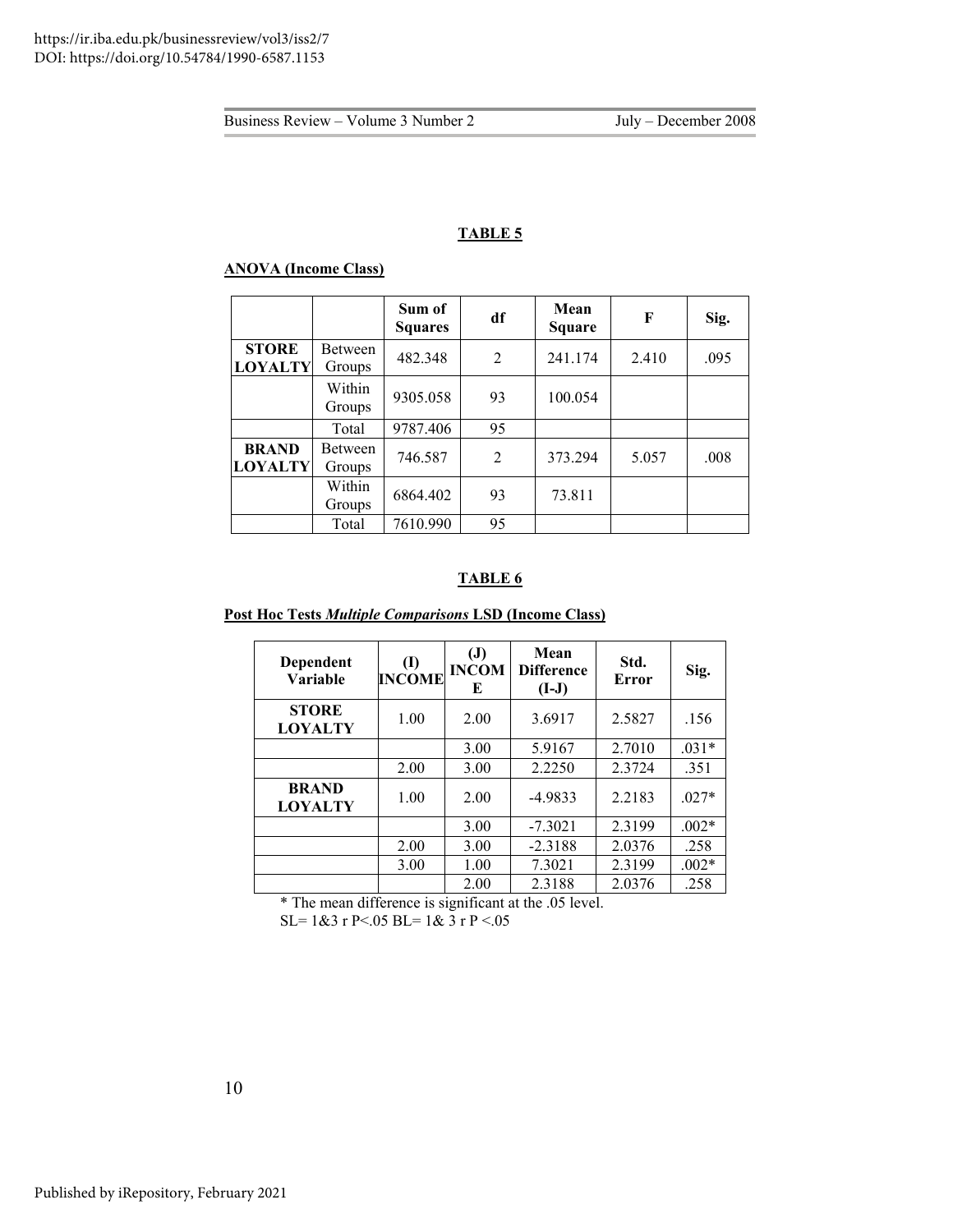**TABLE 5**

**ANOVA (Income Class)**

| | | Sum of Squares | df | Mean Square | F | Sig. |
|---|---|---|---|---|---|---|
| **STORE LOYALTY** | Between Groups | 482.348 | 2 | 241.174 | 2.410 | .095 |
| | Within Groups | 9305.058 | 93 | 100.054 | | |
| | Total | 9787.406 | 95 | | | |
| **BRAND LOYALTY** | Between Groups | 746.587 | 2 | 373.294 | 5.057 | .008 |
| | Within Groups | 6864.402 | 93 | 73.811 | | |
| | Total | 7610.990 | 95 | | | |

**TABLE 6**

**Post Hoc Tests *Multiple Comparisons* LSD (Income Class)**

| Dependent Variable | (I) INCOME | (J) INCOME | Mean Difference (I-J) | Std. Error | Sig. |
|---|---|---|---|---|---|
| **STORE LOYALTY** | 1.00 | 2.00 | 3.6917 | 2.5827 | .156 |
| | | 3.00 | 5.9167 | 2.7010 | .031* |
| | 2.00 | 3.00 | 2.2250 | 2.3724 | .351 |
| **BRAND LOYALTY** | 1.00 | 2.00 | -4.9833 | 2.2183 | .027* |
| | | 3.00 | -7.3021 | 2.3199 | .002* |
| | 2.00 | 3.00 | -2.3188 | 2.0376 | .258 |
| | 3.00 | 1.00 | 7.3021 | 2.3199 | .002* |
| | | 2.00 | 2.3188 | 2.0376 | .258 |

* The mean difference is significant at the .05 level.

SL= 1&3 r P<.05 BL= 1& 3 r P <.05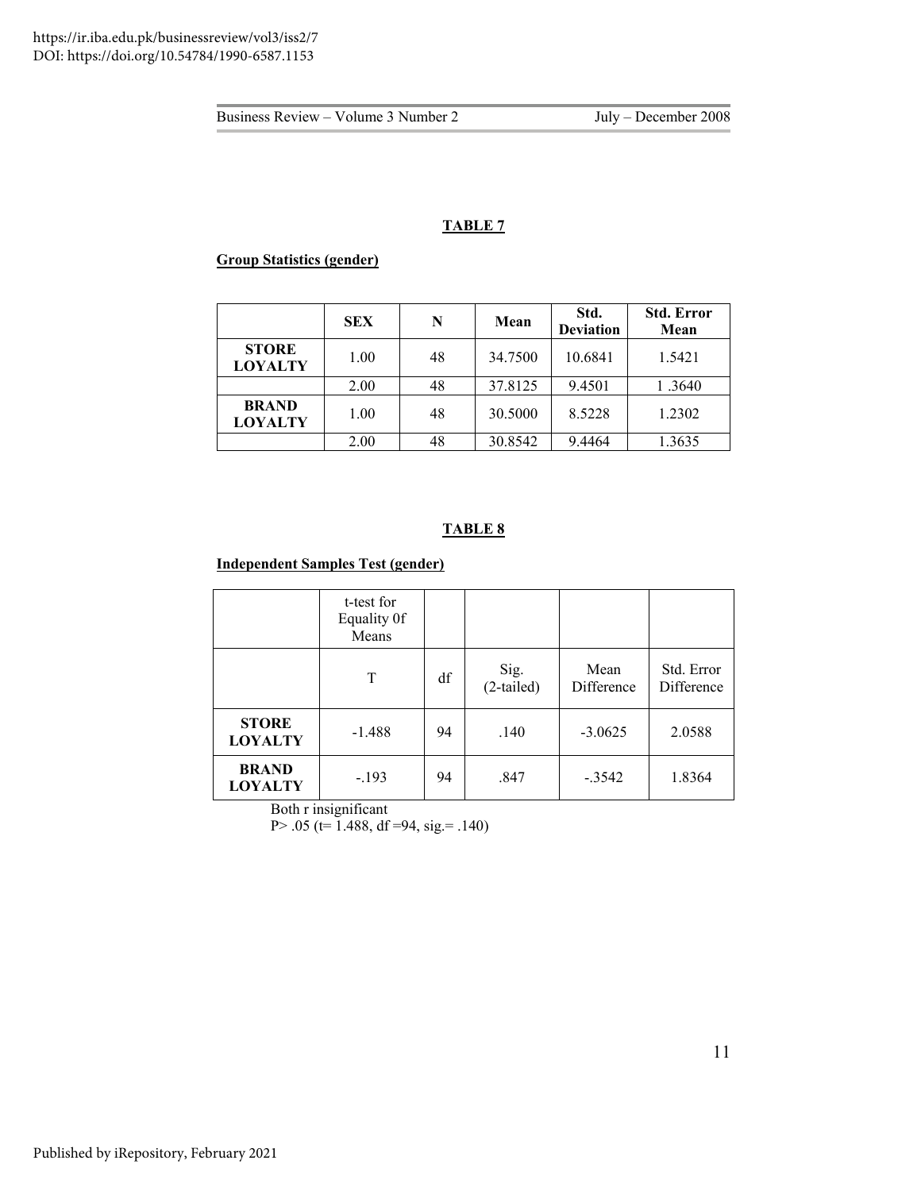**TABLE 7**

**Group Statistics (gender)**

| | **SEX** | **N** | **Mean** | **Std. Deviation** | **Std. Error Mean** |
|---|---|---|---|---|---|
| **STORE LOYALTY** | 1.00 | 48 | 34.7500 | 10.6841 | 1.5421 |
| | 2.00 | 48 | 37.8125 | 9.4501 | 1 .3640 |
| **BRAND LOYALTY** | 1.00 | 48 | 30.5000 | 8.5228 | 1.2302 |
| | 2.00 | 48 | 30.8542 | 9.4464 | 1.3635 |

**TABLE 8**

**Independent Samples Test (gender)**

| | t-test for Equality 0f Means | | | | |
|---|---|---|---|---|---|
| | T | df | Sig. (2-tailed) | Mean Difference | Std. Error Difference |
| **STORE LOYALTY** | -1.488 | 94 | .140 | -3.0625 | 2.0588 |
| **BRAND LOYALTY** | -.193 | 94 | .847 | -.3542 | 1.8364 |

Both r insignificant
$P > .05$ (t= 1.488, df =94, sig.= .140)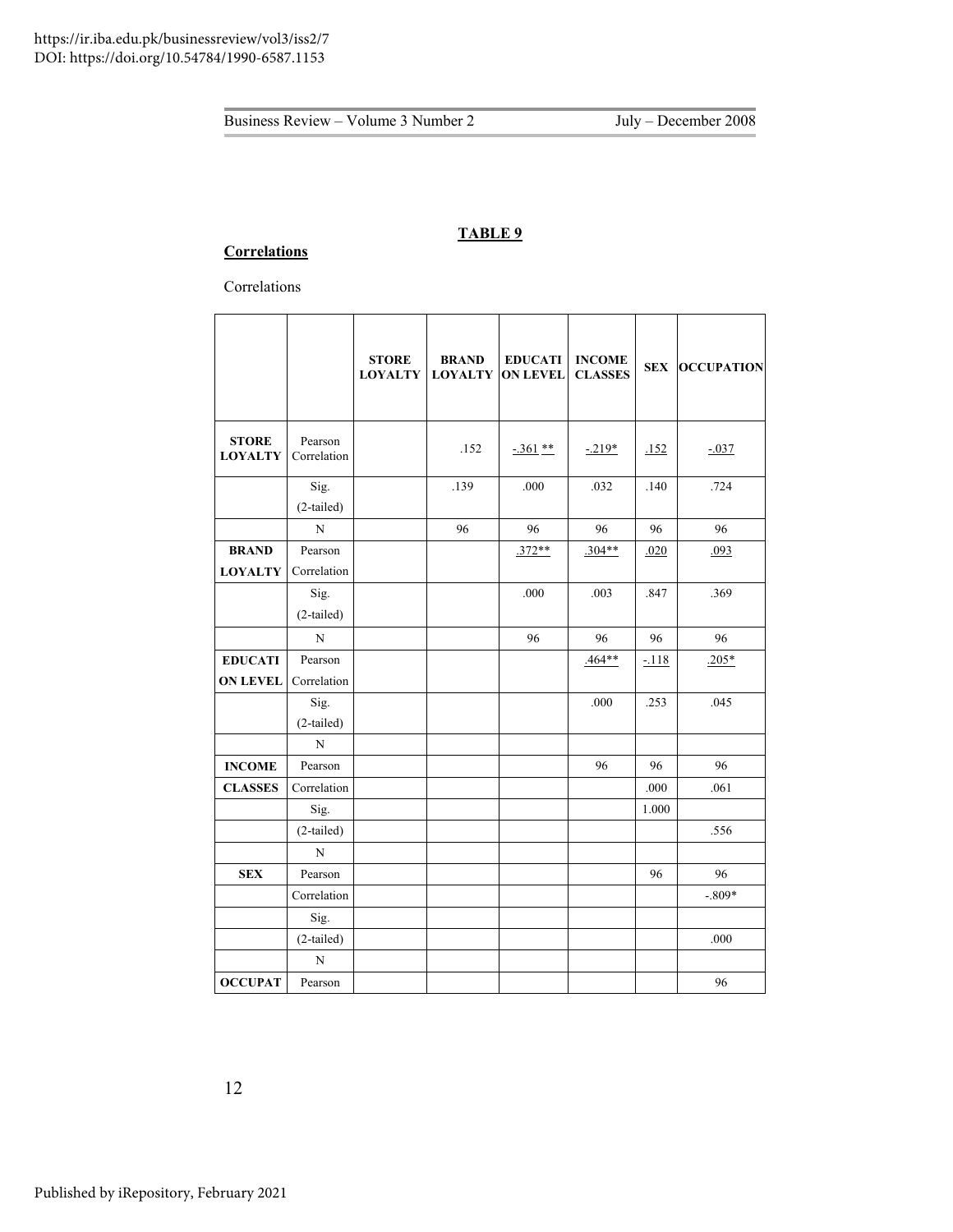**TABLE 9**

**Correlations**

Correlations

| | | STORE LOYALTY | BRAND LOYALTY | EDUCATION LEVEL | INCOME CLASSES | SEX | OCCUPATION |
|---|---|---|---|---|---|---|---|
| **STORE LOYALTY** | Pearson Correlation | | .152 | -.361 ** | -.219* | .152 | -.037 |
| | Sig. (2-tailed) | | .139 | .000 | .032 | .140 | .724 |
| | N | | 96 | 96 | 96 | 96 | 96 |
| **BRAND LOYALTY** | Pearson Correlation | | | .372** | .304** | .020 | .093 |
| | Sig. (2-tailed) | | | .000 | .003 | .847 | .369 |
| | N | | | 96 | 96 | 96 | 96 |
| **EDUCATION LEVEL** | Pearson Correlation | | | | .464** | -.118 | .205* |
| | Sig. (2-tailed) | | | | .000 | .253 | .045 |
| | N | | | | | | |
| **INCOME** | Pearson | | | | 96 | 96 | 96 |
| **CLASSES** | Correlation | | | | | .000 | .061 |
| | Sig. | | | | | 1.000 | |
| | (2-tailed) | | | | | | .556 |
| | N | | | | | | |
| **SEX** | Pearson | | | | | 96 | 96 |
| | Correlation | | | | | | -.809* |
| | Sig. | | | | | | |
| | (2-tailed) | | | | | | .000 |
| | N | | | | | | |
| **OCCUPAT** | Pearson | | | | | | 96 |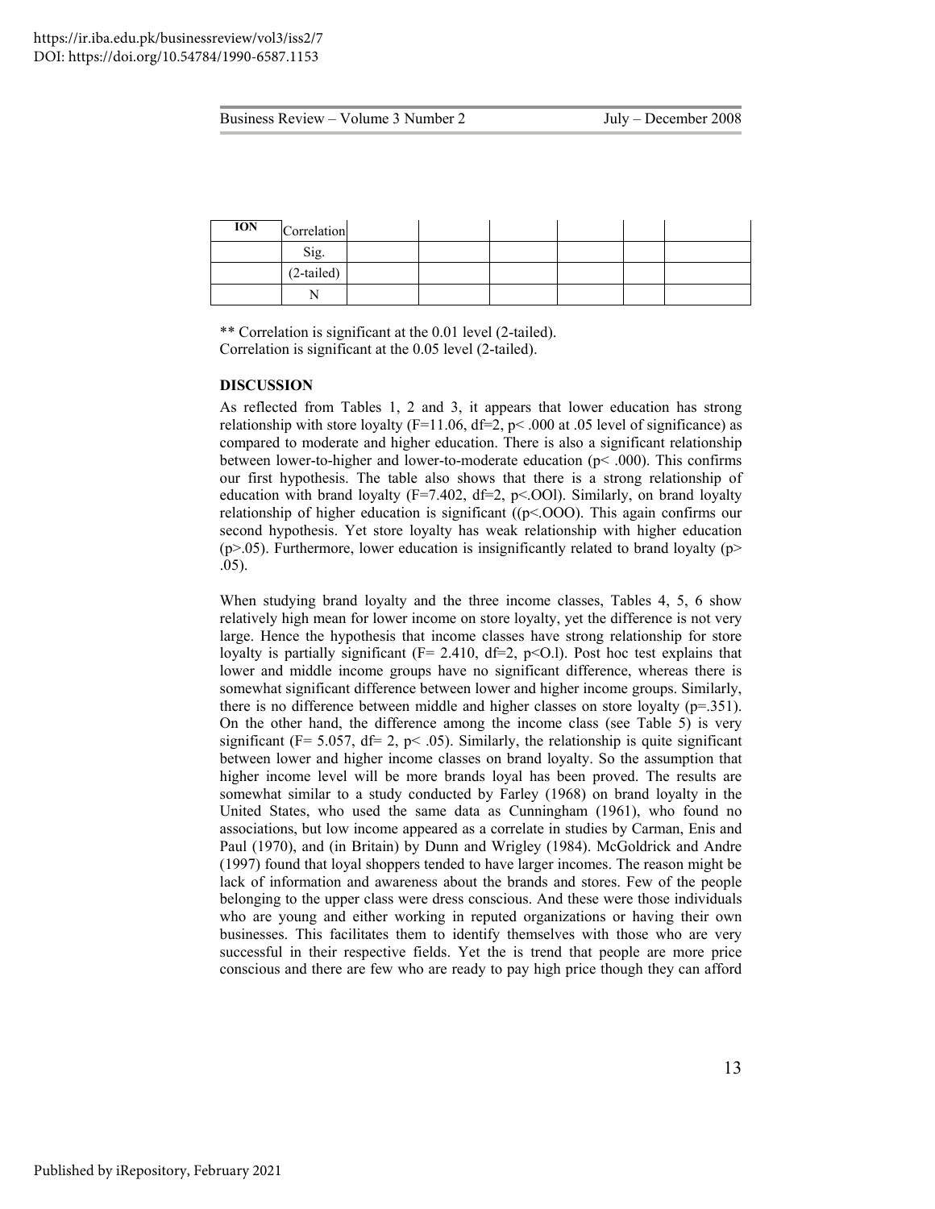| ION | Correlation | | | | | | |
|---|---|---|---|---|---|---|---|
| | Sig. | | | | | | |
| | (2-tailed) | | | | | | |
| | N | | | | | | |

** Correlation is significant at the 0.01 level (2-tailed).
Correlation is significant at the 0.05 level (2-tailed).

**DISCUSSION**

As reflected from Tables 1, 2 and 3, it appears that lower education has strong relationship with store loyalty ($F=11.06$, $df=2$, $p< .000$ at .05 level of significance) as compared to moderate and higher education. There is also a significant relationship between lower-to-higher and lower-to-moderate education ($p< .000$). This confirms our first hypothesis. The table also shows that there is a strong relationship of education with brand loyalty ($F=7.402$, $df=2$, p<.OOl). Similarly, on brand loyalty relationship of higher education is significant ((p<.OOO). This again confirms our second hypothesis. Yet store loyalty has weak relationship with higher education ($p>.05$). Furthermore, lower education is insignificantly related to brand loyalty ($p> .05$).

When studying brand loyalty and the three income classes, Tables 4, 5, 6 show relatively high mean for lower income on store loyalty, yet the difference is not very large. Hence the hypothesis that income classes have strong relationship for store loyalty is partially significant ($F= 2.410$, $df=2$, p<O.l). Post hoc test explains that lower and middle income groups have no significant difference, whereas there is somewhat significant difference between lower and higher income groups. Similarly, there is no difference between middle and higher classes on store loyalty ($p=.351$). On the other hand, the difference among the income class (see Table 5) is very significant ($F= 5.057$, $df= 2$, $p< .05$). Similarly, the relationship is quite significant between lower and higher income classes on brand loyalty. So the assumption that higher income level will be more brands loyal has been proved. The results are somewhat similar to a study conducted by Farley (1968) on brand loyalty in the United States, who used the same data as Cunningham (1961), who found no associations, but low income appeared as a correlate in studies by Carman, Enis and Paul (1970), and (in Britain) by Dunn and Wrigley (1984). McGoldrick and Andre (1997) found that loyal shoppers tended to have larger incomes. The reason might be lack of information and awareness about the brands and stores. Few of the people belonging to the upper class were dress conscious. And these were those individuals who are young and either working in reputed organizations or having their own businesses. This facilitates them to identify themselves with those who are very successful in their respective fields. Yet the is trend that people are more price conscious and there are few who are ready to pay high price though they can afford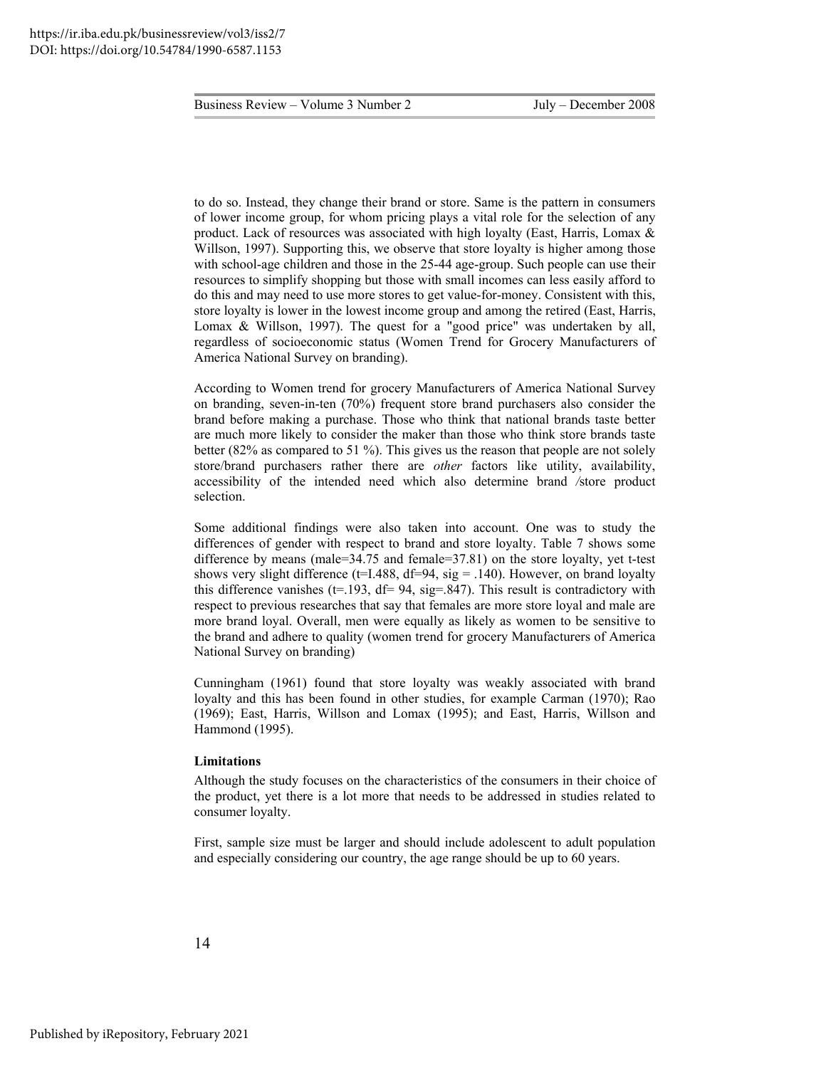to do so. Instead, they change their brand or store. Same is the pattern in consumers of lower income group, for whom pricing plays a vital role for the selection of any product. Lack of resources was associated with high loyalty (East, Harris, Lomax & Willson, 1997). Supporting this, we observe that store loyalty is higher among those with school-age children and those in the 25-44 age-group. Such people can use their resources to simplify shopping but those with small incomes can less easily afford to do this and may need to use more stores to get value-for-money. Consistent with this, store loyalty is lower in the lowest income group and among the retired (East, Harris, Lomax & Willson, 1997). The quest for a "good price" was undertaken by all, regardless of socioeconomic status (Women Trend for Grocery Manufacturers of America National Survey on branding).

According to Women trend for grocery Manufacturers of America National Survey on branding, seven-in-ten (70%) frequent store brand purchasers also consider the brand before making a purchase. Those who think that national brands taste better are much more likely to consider the maker than those who think store brands taste better (82% as compared to 51 %). This gives us the reason that people are not solely store/brand purchasers rather there are *other* factors like utility, availability, accessibility of the intended need which also determine brand /store product selection.

Some additional findings were also taken into account. One was to study the differences of gender with respect to brand and store loyalty. Table 7 shows some difference by means (male=34.75 and female=37.81) on the store loyalty, yet t-test shows very slight difference (t=I.488, df=94, sig = .140). However, on brand loyalty this difference vanishes (t=.193, df= 94, sig=.847). This result is contradictory with respect to previous researches that say that females are more store loyal and male are more brand loyal. Overall, men were equally as likely as women to be sensitive to the brand and adhere to quality (women trend for grocery Manufacturers of America National Survey on branding)

Cunningham (1961) found that store loyalty was weakly associated with brand loyalty and this has been found in other studies, for example Carman (1970); Rao (1969); East, Harris, Willson and Lomax (1995); and East, Harris, Willson and Hammond (1995).

**Limitations**

Although the study focuses on the characteristics of the consumers in their choice of the product, yet there is a lot more that needs to be addressed in studies related to consumer loyalty.

First, sample size must be larger and should include adolescent to adult population and especially considering our country, the age range should be up to 60 years.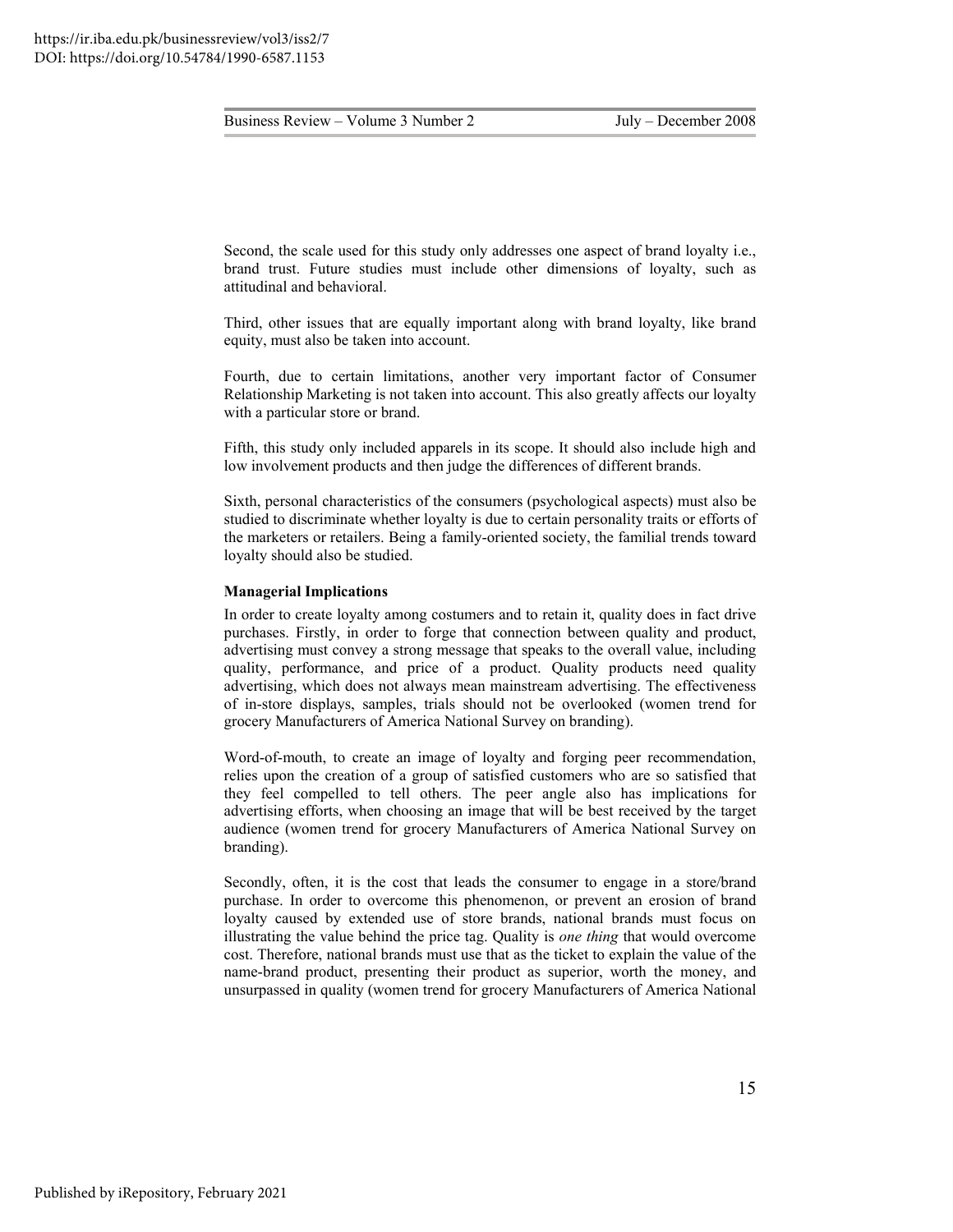Second, the scale used for this study only addresses one aspect of brand loyalty i.e., brand trust. Future studies must include other dimensions of loyalty, such as attitudinal and behavioral.

Third, other issues that are equally important along with brand loyalty, like brand equity, must also be taken into account.

Fourth, due to certain limitations, another very important factor of Consumer Relationship Marketing is not taken into account. This also greatly affects our loyalty with a particular store or brand.

Fifth, this study only included apparels in its scope. It should also include high and low involvement products and then judge the differences of different brands.

Sixth, personal characteristics of the consumers (psychological aspects) must also be studied to discriminate whether loyalty is due to certain personality traits or efforts of the marketers or retailers. Being a family-oriented society, the familial trends toward loyalty should also be studied.

**Managerial Implications**

In order to create loyalty among costumers and to retain it, quality does in fact drive purchases. Firstly, in order to forge that connection between quality and product, advertising must convey a strong message that speaks to the overall value, including quality, performance, and price of a product. Quality products need quality advertising, which does not always mean mainstream advertising. The effectiveness of in-store displays, samples, trials should not be overlooked (women trend for grocery Manufacturers of America National Survey on branding).

Word-of-mouth, to create an image of loyalty and forging peer recommendation, relies upon the creation of a group of satisfied customers who are so satisfied that they feel compelled to tell others. The peer angle also has implications for advertising efforts, when choosing an image that will be best received by the target audience (women trend for grocery Manufacturers of America National Survey on branding).

Secondly, often, it is the cost that leads the consumer to engage in a store/brand purchase. In order to overcome this phenomenon, or prevent an erosion of brand loyalty caused by extended use of store brands, national brands must focus on illustrating the value behind the price tag. Quality is *one thing* that would overcome cost. Therefore, national brands must use that as the ticket to explain the value of the name-brand product, presenting their product as superior, worth the money, and unsurpassed in quality (women trend for grocery Manufacturers of America National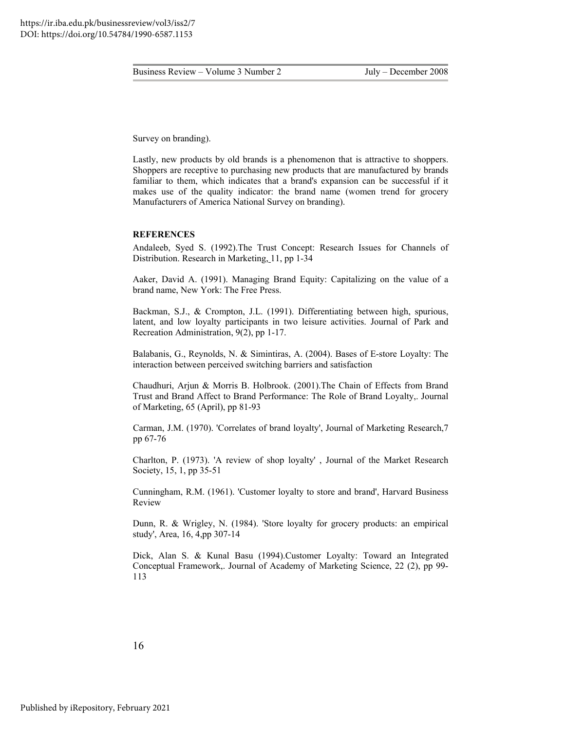Survey on branding).

Lastly, new products by old brands is a phenomenon that is attractive to shoppers. Shoppers are receptive to purchasing new products that are manufactured by brands familiar to them, which indicates that a brand's expansion can be successful if it makes use of the quality indicator: the brand name (women trend for grocery Manufacturers of America National Survey on branding).

**REFERENCES**

Andaleeb, Syed S. (1992).The Trust Concept: Research Issues for Channels of Distribution. Research in Marketing, 11, pp 1-34

Aaker, David A. (1991). Managing Brand Equity: Capitalizing on the value of a brand name, New York: The Free Press.

Backman, S.J., & Crompton, J.L. (1991). Differentiating between high, spurious, latent, and low loyalty participants in two leisure activities. Journal of Park and Recreation Administration, 9(2), pp 1-17.

Balabanis, G., Reynolds, N. & Simintiras, A. (2004). Bases of E-store Loyalty: The interaction between perceived switching barriers and satisfaction

Chaudhuri, Arjun & Morris B. Holbrook. (2001).The Chain of Effects from Brand Trust and Brand Affect to Brand Performance: The Role of Brand Loyalty,. Journal of Marketing, 65 (April), pp 81-93

Carman, J.M. (1970). 'Correlates of brand loyalty', Journal of Marketing Research,7 pp 67-76

Charlton, P. (1973). 'A review of shop loyalty' , Journal of the Market Research Society, 15, 1, pp 35-51

Cunningham, R.M. (1961). 'Customer loyalty to store and brand', Harvard Business Review

Dunn, R. & Wrigley, N. (1984). 'Store loyalty for grocery products: an empirical study', Area, 16, 4,pp 307-14

Dick, Alan S. & Kunal Basu (1994).Customer Loyalty: Toward an Integrated Conceptual Framework,. Journal of Academy of Marketing Science, 22 (2), pp 99-113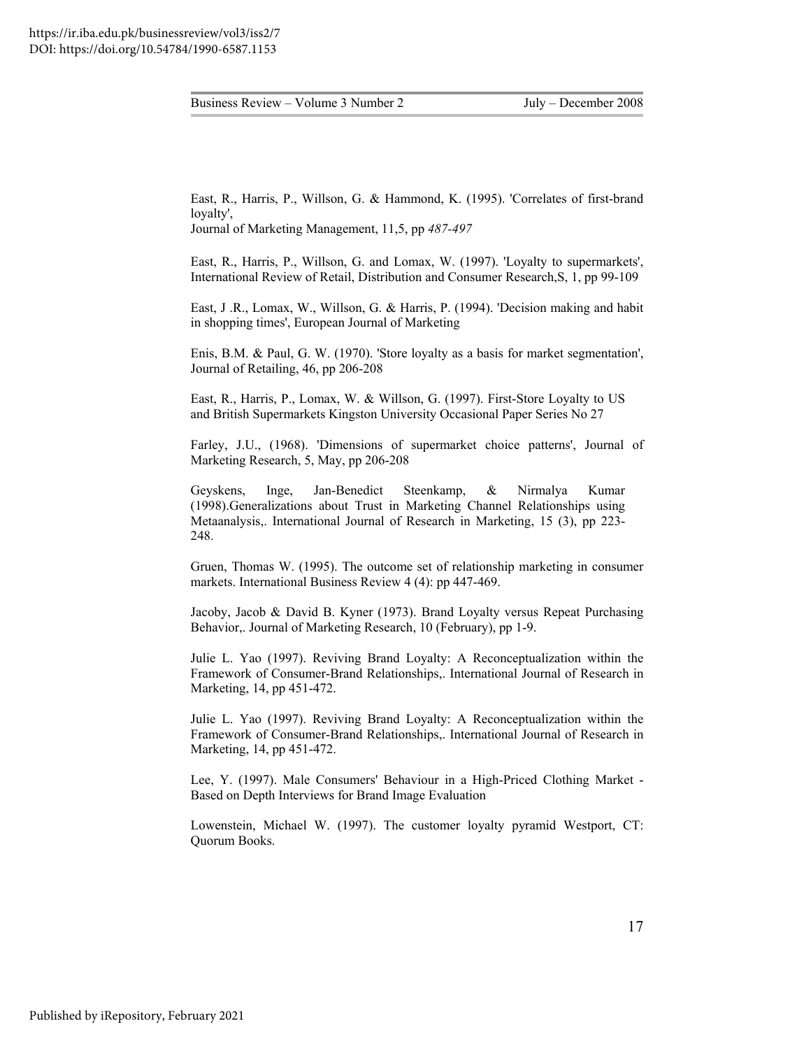East, R., Harris, P., Willson, G. & Hammond, K. (1995). 'Correlates of first-brand loyalty',
Journal of Marketing Management, 11,5, pp *487-497*

East, R., Harris, P., Willson, G. and Lomax, W. (1997). 'Loyalty to supermarkets', International Review of Retail, Distribution and Consumer Research,S, 1, pp 99-109

East, J .R., Lomax, W., Willson, G. & Harris, P. (1994). 'Decision making and habit in shopping times', European Journal of Marketing

Enis, B.M. & Paul, G. W. (1970). 'Store loyalty as a basis for market segmentation', Journal of Retailing, 46, pp 206-208

East, R., Harris, P., Lomax, W. & Willson, G. (1997). First-Store Loyalty to US and British Supermarkets Kingston University Occasional Paper Series No 27

Farley, J.U., (1968). 'Dimensions of supermarket choice patterns', Journal of Marketing Research, 5, May, pp 206-208

Geyskens, Inge, Jan-Benedict Steenkamp, & Nirmalya Kumar (1998).Generalizations about Trust in Marketing Channel Relationships using Metaanalysis,. International Journal of Research in Marketing, 15 (3), pp 223-248.

Gruen, Thomas W. (1995). The outcome set of relationship marketing in consumer markets. International Business Review 4 (4): pp 447-469.

Jacoby, Jacob & David B. Kyner (1973). Brand Loyalty versus Repeat Purchasing Behavior,. Journal of Marketing Research, 10 (February), pp 1-9.

Julie L. Yao (1997). Reviving Brand Loyalty: A Reconceptualization within the Framework of Consumer-Brand Relationships,. International Journal of Research in Marketing, 14, pp 451-472.

Julie L. Yao (1997). Reviving Brand Loyalty: A Reconceptualization within the Framework of Consumer-Brand Relationships,. International Journal of Research in Marketing, 14, pp 451-472.

Lee, Y. (1997). Male Consumers' Behaviour in a High-Priced Clothing Market - Based on Depth Interviews for Brand Image Evaluation

Lowenstein, Michael W. (1997). The customer loyalty pyramid Westport, CT: Quorum Books.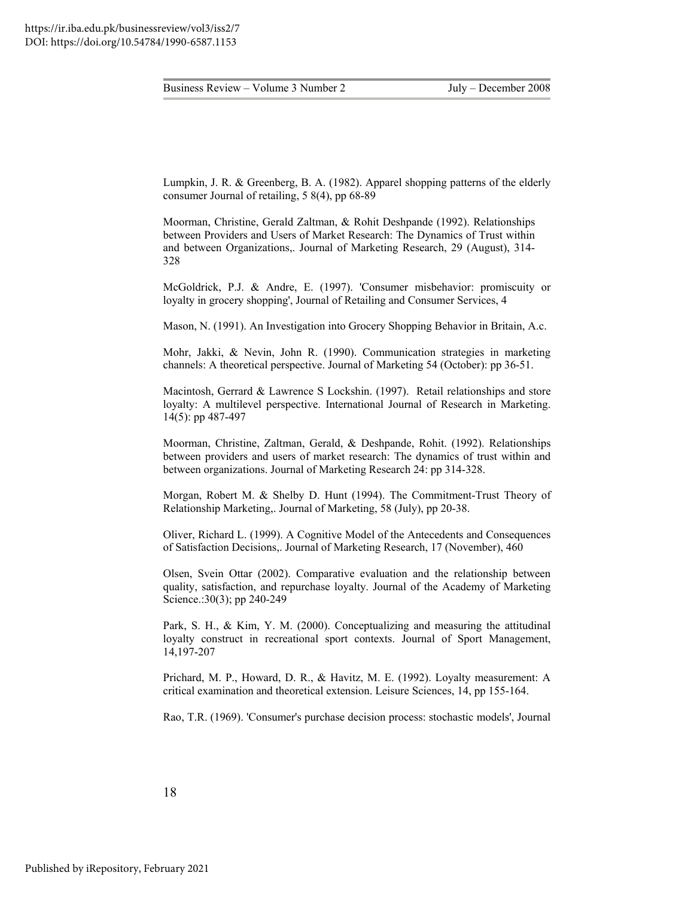Lumpkin, J. R. & Greenberg, B. A. (1982). Apparel shopping patterns of the elderly consumer Journal of retailing, 5 8(4), pp 68-89

Moorman, Christine, Gerald Zaltman, & Rohit Deshpande (1992). Relationships between Providers and Users of Market Research: The Dynamics of Trust within and between Organizations,. Journal of Marketing Research, 29 (August), 314-328

McGoldrick, P.J. & Andre, E. (1997). 'Consumer misbehavior: promiscuity or loyalty in grocery shopping', Journal of Retailing and Consumer Services, 4

Mason, N. (1991). An Investigation into Grocery Shopping Behavior in Britain, A.c.

Mohr, Jakki, & Nevin, John R. (1990). Communication strategies in marketing channels: A theoretical perspective. Journal of Marketing 54 (October): pp 36-51.

Macintosh, Gerrard & Lawrence S Lockshin. (1997). Retail relationships and store loyalty: A multilevel perspective. International Journal of Research in Marketing. 14(5): pp 487-497

Moorman, Christine, Zaltman, Gerald, & Deshpande, Rohit. (1992). Relationships between providers and users of market research: The dynamics of trust within and between organizations. Journal of Marketing Research 24: pp 314-328.

Morgan, Robert M. & Shelby D. Hunt (1994). The Commitment-Trust Theory of Relationship Marketing,. Journal of Marketing, 58 (July), pp 20-38.

Oliver, Richard L. (1999). A Cognitive Model of the Antecedents and Consequences of Satisfaction Decisions,. Journal of Marketing Research, 17 (November), 460

Olsen, Svein Ottar (2002). Comparative evaluation and the relationship between quality, satisfaction, and repurchase loyalty. Journal of the Academy of Marketing Science.:30(3); pp 240-249

Park, S. H., & Kim, Y. M. (2000). Conceptualizing and measuring the attitudinal loyalty construct in recreational sport contexts. Journal of Sport Management, 14,197-207

Prichard, M. P., Howard, D. R., & Havitz, M. E. (1992). Loyalty measurement: A critical examination and theoretical extension. Leisure Sciences, 14, pp 155-164.

Rao, T.R. (1969). 'Consumer's purchase decision process: stochastic models', Journal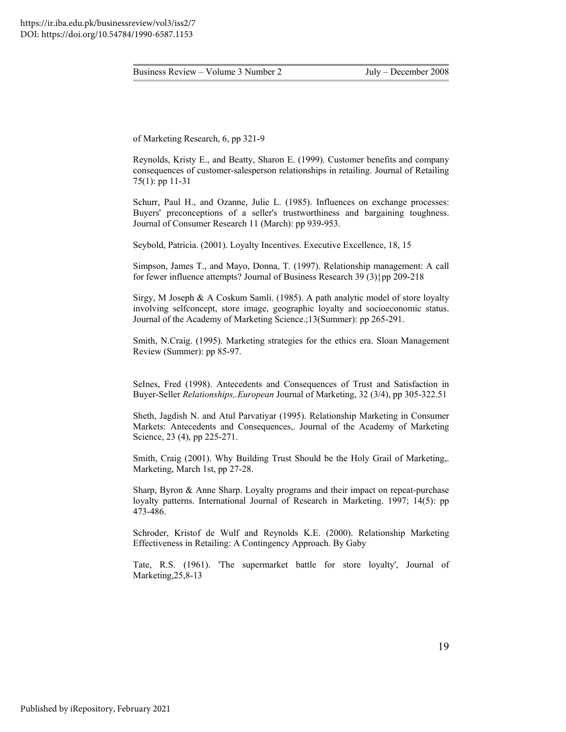of Marketing Research, 6, pp 321-9

Reynolds, Kristy E., and Beatty, Sharon E. (1999). Customer benefits and company consequences of customer-salesperson relationships in retailing. Journal of Retailing 75(1): pp 11-31

Schurr, Paul H., and Ozanne, Julie L. (1985). Influences on exchange processes: Buyers' preconceptions of a seller's trustworthiness and bargaining toughness. Journal of Consumer Research 11 (March): pp 939-953.

Seybold, Patricia. (2001). Loyalty Incentives. Executive Excellence, 18, 15

Simpson, James T., and Mayo, Donna, T. (1997). Relationship management: A call for fewer influence attempts? Journal of Business Research 39 (3)}pp 209-218

Sirgy, M Joseph & A Coskum Samli. (1985). A path analytic model of store loyalty involving selfconcept, store image, geographic loyalty and socioeconomic status. Journal of the Academy of Marketing Science.;13(Summer): pp 265-291.

Smith, N.Craig. (1995). Marketing strategies for the ethics era. Sloan Management Review (Summer): pp 85-97.

SeInes, Fred (1998). Antecedents and Consequences of Trust and Satisfaction in Buyer-Seller *Relationships,.European* Journal of Marketing, 32 (3/4), pp 305-322.51

Sheth, Jagdish N. and Atul Parvatiyar (1995). Relationship Marketing in Consumer Markets: Antecedents and Consequences,. Journal of the Academy of Marketing Science, 23 (4), pp 225-271.

Smith, Craig (2001). Why Building Trust Should be the Holy Grail of Marketing,. Marketing, March 1st, pp 27-28.

Sharp, Byron & Anne Sharp. Loyalty programs and their impact on repeat-purchase loyalty patterns. International Journal of Research in Marketing. 1997; 14(5): pp 473-486.

Schroder, Kristof de Wulf and Reynolds K.E. (2000). Relationship Marketing Effectiveness in Retailing: A Contingency Approach. By Gaby

Tate, R.S. (1961). 'The supermarket battle for store loyalty', Journal of Marketing,25,8-13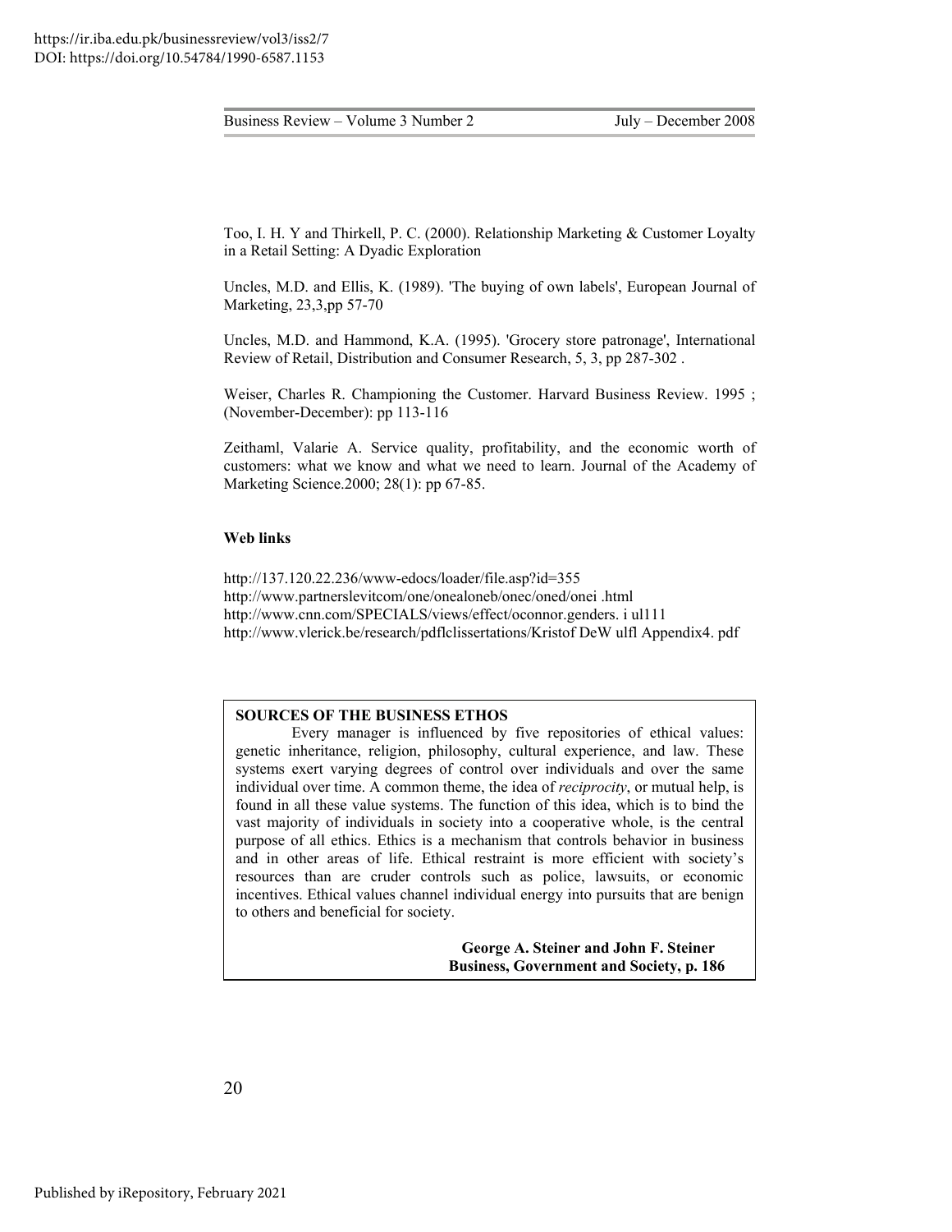Too, I. H. Y and Thirkell, P. C. (2000). Relationship Marketing & Customer Loyalty in a Retail Setting: A Dyadic Exploration

Uncles, M.D. and Ellis, K. (1989). 'The buying of own labels', European Journal of Marketing, 23,3,pp 57-70

Uncles, M.D. and Hammond, K.A. (1995). 'Grocery store patronage', International Review of Retail, Distribution and Consumer Research, 5, 3, pp 287-302 .

Weiser, Charles R. Championing the Customer. Harvard Business Review. 1995 ; (November-December): pp 113-116

Zeithaml, Valarie A. Service quality, profitability, and the economic worth of customers: what we know and what we need to learn. Journal of the Academy of Marketing Science.2000; 28(1): pp 67-85.

**Web links**

http://137.120.22.236/www-edocs/loader/file.asp?id=355
http://www.partnerslevitcom/one/onealoneb/onec/oned/onei .html
http://www.cnn.com/SPECIALS/views/effect/oconnor.genders. i ul111
http://www.vlerick.be/research/pdflclissertations/Kristof DeW ulfl Appendix4. pdf

**SOURCES OF THE BUSINESS ETHOS**

Every manager is influenced by five repositories of ethical values: genetic inheritance, religion, philosophy, cultural experience, and law. These systems exert varying degrees of control over individuals and over the same individual over time. A common theme, the idea of *reciprocity*, or mutual help, is found in all these value systems. The function of this idea, which is to bind the vast majority of individuals in society into a cooperative whole, is the central purpose of all ethics. Ethics is a mechanism that controls behavior in business and in other areas of life. Ethical restraint is more efficient with society's resources than are cruder controls such as police, lawsuits, or economic incentives. Ethical values channel individual energy into pursuits that are benign to others and beneficial for society.

**George A. Steiner and John F. Steiner**
**Business, Government and Society, p. 186**